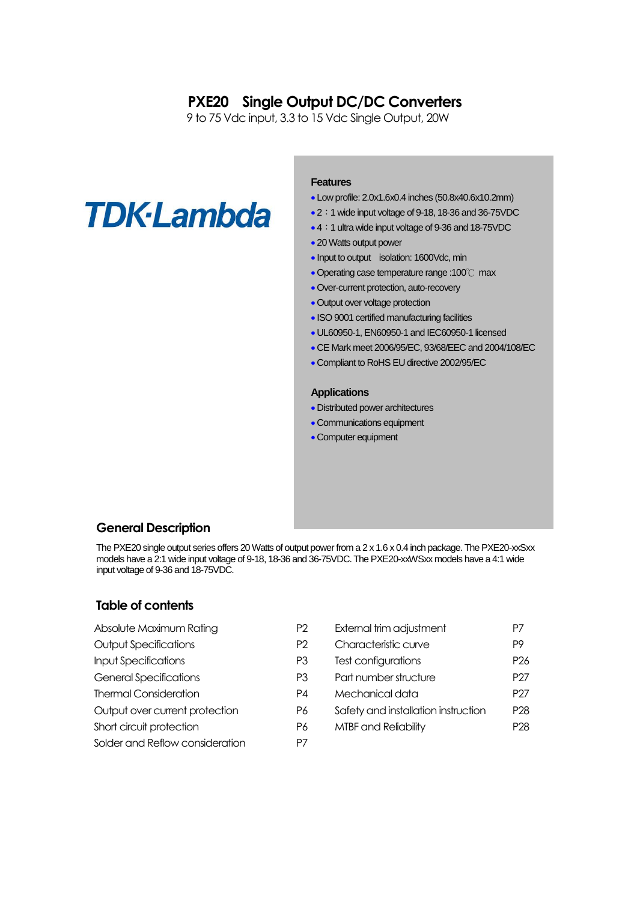# PXE20 Single Output DC/DC Converters

9 to 75 Vdc input, 3.3 to 15 Vdc Single Output, 20W

TDK·Lambda

### Features

- Low profile: 2.0x1.6x0.4 inches (50.8x40.6x10.2mm)
- 2：1 wide input voltage of 9-18, 18-36 and 36-75VDC
- 4：1 ultra wide input voltage of 9-36 and 18-75VDC
- 20 Watts output power
- Input to output isolation: 1600Vdc, min
- Operating case temperature range :100℃ max
- Over-current protection, auto-recovery
- Output over voltage protection
- ISO 9001 certified manufacturing facilities
- UL60950-1, EN60950-1 and IEC60950-1 licensed
- CE Mark meet 2006/95/EC, 93/68/EEC and 2004/108/EC
- Compliant to RoHS EU directive 2002/95/EC

### Applications

- Distributed power architectures
- Communications equipment
- Computer equipment

## General Description

The PXE20 single output series offers 20 Watts of output power from a 2 x 1.6 x 0.4 inch package. The PXE20-xxSxx models have a 2:1 wide input voltage of 9-18, 18-36 and 36-75VDC. The PXE20-xxWSxx models have a 4:1 wide input voltage of 9-36 and 18-75VDC.

## Table of contents

| | | | |
|---|---|---|---|
| Absolute Maximum Rating | P2 | External trim adjustment | P7 |
| Output Specifications | P2 | Characteristic curve | P9 |
| Input Specifications | P3 | Test configurations | P26 |
| General Specifications | P3 | Part number structure | P27 |
| Thermal Consideration | P4 | Mechanical data | P27 |
| Output over current protection | P6 | Safety and installation instruction | P28 |
| Short circuit protection | P6 | MTBF and Reliability | P28 |
| Solder and Reflow consideration | P7 | | |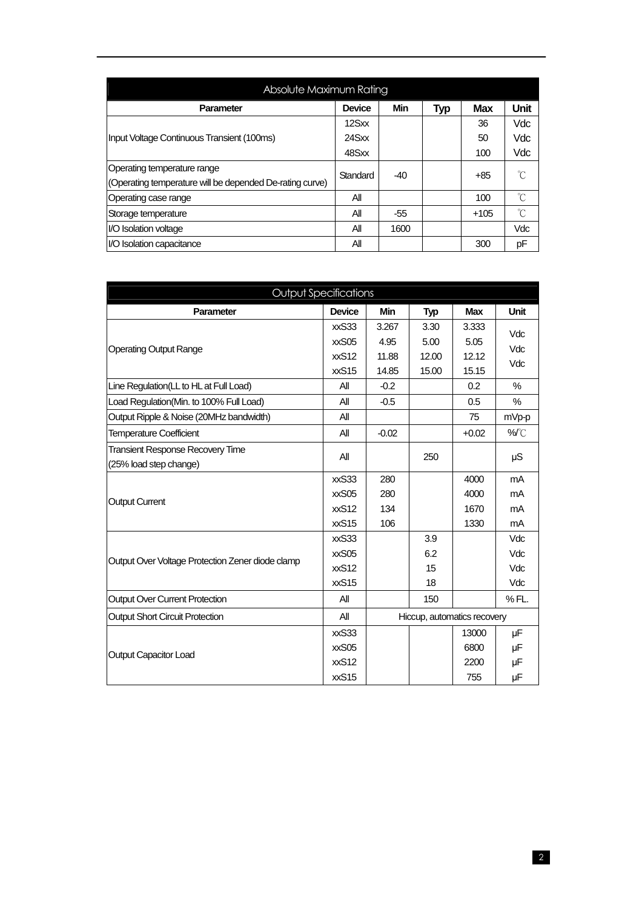## Absolute Maximum Rating

| Parameter | Device | Min | Typ | Max | Unit |
|---|---|---|---|---|---|
| Input Voltage Continuous Transient (100ms) | 12Sxx | | | 36 | Vdc |
| | 24Sxx | | | 50 | Vdc |
| | 48Sxx | | | 100 | Vdc |
| Operating temperature range (Operating temperature will be depended De-rating curve) | Standard | -40 | | +85 | ℃ |
| Operating case range | All | | | 100 | ℃ |
| Storage temperature | All | -55 | | +105 | ℃ |
| I/O Isolation voltage | All | 1600 | | | Vdc |
| I/O Isolation capacitance | All | | | 300 | pF |

## Output Specifications

| Parameter | Device | Min | Typ | Max | Unit |
|---|---|---|---|---|---|
| Operating Output Range | xxS33 | 3.267 | 3.30 | 3.333 | Vdc |
| | xxS05 | 4.95 | 5.00 | 5.05 | Vdc |
| | xxS12 | 11.88 | 12.00 | 12.12 | Vdc |
| | xxS15 | 14.85 | 15.00 | 15.15 | |
| Line Regulation(LL to HL at Full Load) | All | -0.2 | | 0.2 | % |
| Load Regulation(Min. to 100% Full Load) | All | -0.5 | | 0.5 | % |
| Output Ripple & Noise (20MHz bandwidth) | All | | | 75 | mVp-p |
| Temperature Coefficient | All | -0.02 | | +0.02 | %/℃ |
| Transient Response Recovery Time (25% load step change) | All | | 250 | | μS |
| Output Current | xxS33 | 280 | | 4000 | mA |
| | xxS05 | 280 | | 4000 | mA |
| | xxS12 | 134 | | 1670 | mA |
| | xxS15 | 106 | | 1330 | mA |
| Output Over Voltage Protection Zener diode clamp | xxS33 | | 3.9 | | Vdc |
| | xxS05 | | 6.2 | | Vdc |
| | xxS12 | | 15 | | Vdc |
| | xxS15 | | 18 | | Vdc |
| Output Over Current Protection | All | | 150 | | % FL. |
| Output Short Circuit Protection | All | Hiccup, automatics recovery | | | |
| Output Capacitor Load | xxS33 | | | 13000 | μF |
| | xxS05 | | | 6800 | μF |
| | xxS12 | | | 2200 | μF |
| | xxS15 | | | 755 | μF |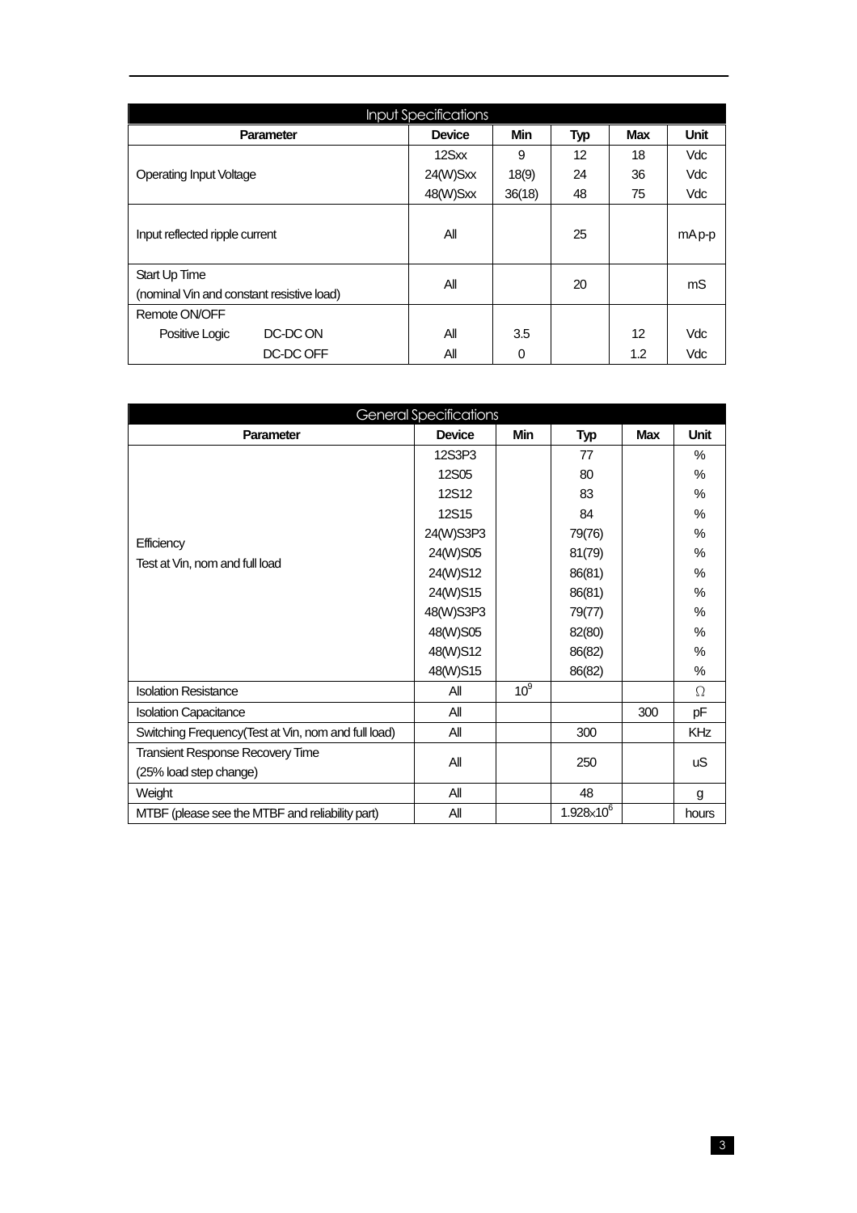## Input Specifications

| Parameter | Device | Min | Typ | Max | Unit |
|---|---|---|---|---|---|
| Operating Input Voltage | 12Sxx | 9 | 12 | 18 | Vdc |
| | 24(W)Sxx | 18(9) | 24 | 36 | Vdc |
| | 48(W)Sxx | 36(18) | 48 | 75 | Vdc |
| Input reflected ripple current | All | | 25 | | mA p-p |
| Start Up Time (nominal Vin and constant resistive load) | All | | 20 | | mS |
| Remote ON/OFF | | | | | |
| Positive Logic DC-DC ON | All | 3.5 | | 12 | Vdc |
| DC-DC OFF | All | 0 | | 1.2 | Vdc |

## General Specifications

| Parameter | Device | Min | Typ | Max | Unit |
|---|---|---|---|---|---|
| Efficiency Test at Vin, nom and full load | 12S3P3 | | 77 | | % |
| | 12S05 | | 80 | | % |
| | 12S12 | | 83 | | % |
| | 12S15 | | 84 | | % |
| | 24(W)S3P3 | | 79(76) | | % |
| | 24(W)S05 | | 81(79) | | % |
| | 24(W)S12 | | 86(81) | | % |
| | 24(W)S15 | | 86(81) | | % |
| | 48(W)S3P3 | | 79(77) | | % |
| | 48(W)S05 | | 82(80) | | % |
| | 48(W)S12 | | 86(82) | | % |
| | 48(W)S15 | | 86(82) | | % |
| Isolation Resistance | All | $10^9$ | | | Ω |
| Isolation Capacitance | All | | | 300 | pF |
| Switching Frequency(Test at Vin, nom and full load) | All | | 300 | | KHz |
| Transient Response Recovery Time (25% load step change) | All | | 250 | | uS |
| Weight | All | | 48 | | g |
| MTBF (please see the MTBF and reliability part) | All | | $1.928 \times 10^6$ | | hours |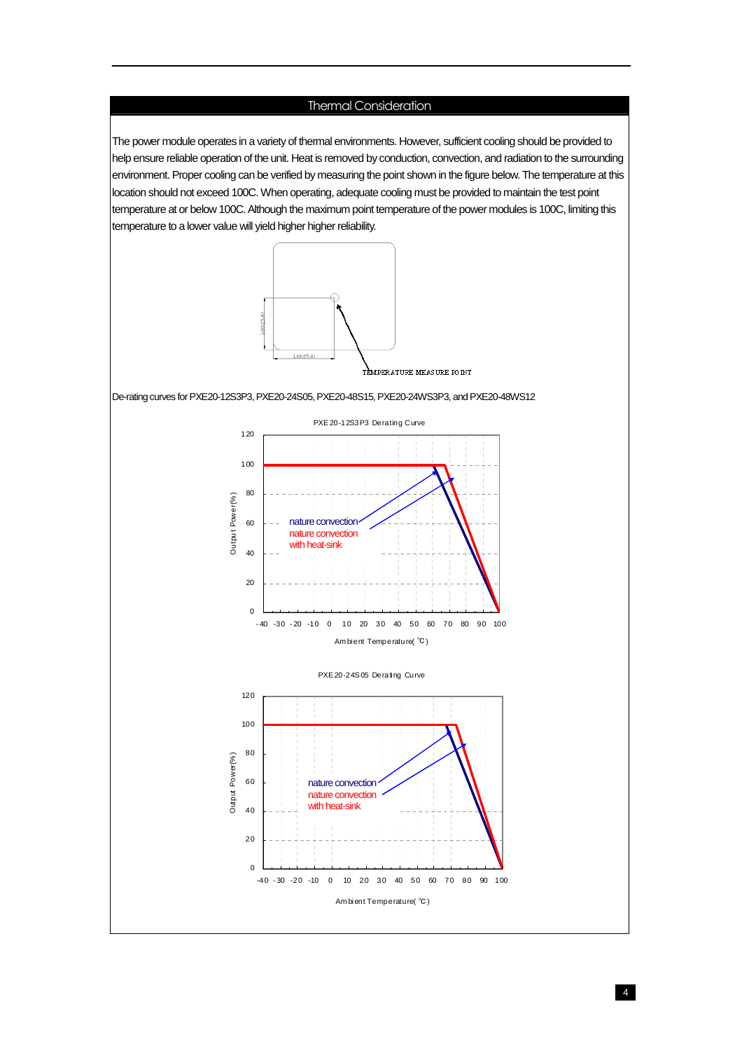## Thermal Consideration

The power module operates in a variety of thermal environments. However, sufficient cooling should be provided to help ensure reliable operation of the unit. Heat is removed by conduction, convection, and radiation to the surrounding environment. Proper cooling can be verified by measuring the point shown in the figure below. The temperature at this location should not exceed 100C. When operating, adequate cooling must be provided to maintain the test point temperature at or below 100C. Although the maximum point temperature of the power modules is 100C, limiting this temperature to a lower value will yield higher higher reliability.

1.00(25.4)

1.00(25.4)

TEMPERATURE MEASURE POINT

De-rating curves for PXE20-12S3P3, PXE20-24S05, PXE20-48S15, PXE20-24WS3P3, and PXE20-48WS12

PXE20-12S3P3 Derating Curve

Output Power(%)

nature convection

nature convection with heat-sink

Ambient Temperature(℃)

PXE20-24S05 Derating Curve

Output Power(%)

nature convection

nature convection with heat-sink

Ambient Temperature(℃)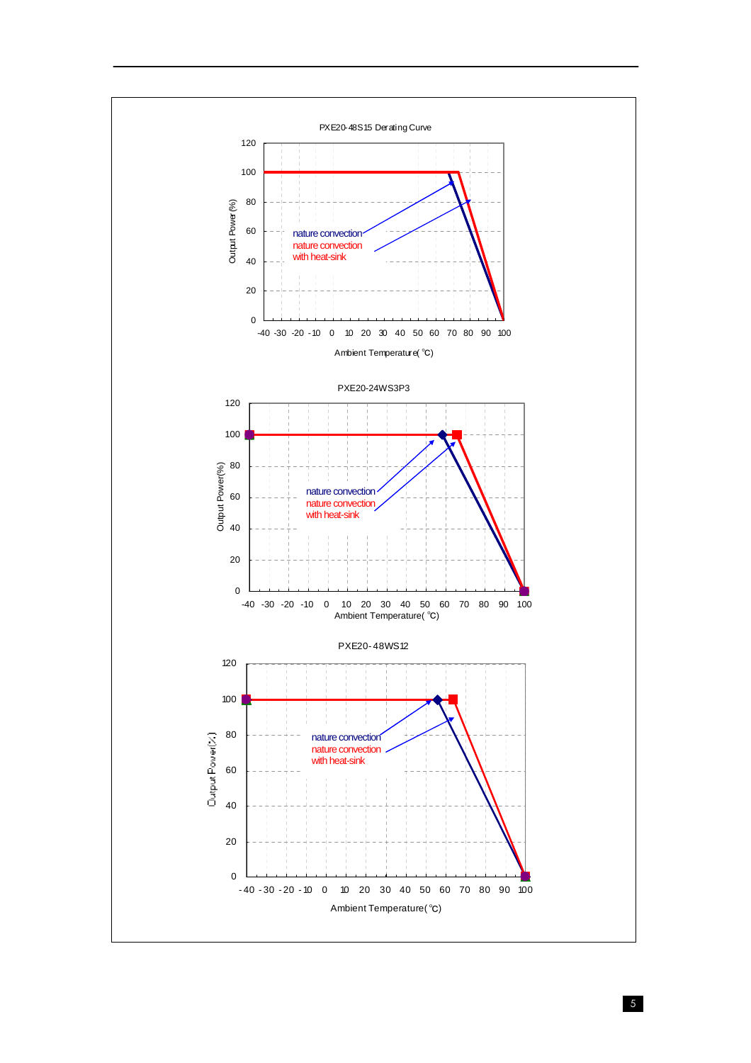PXE20-48S15 Derating Curve

Output Power (%) vs. Ambient Temperature( ℃)

- nature convection
- nature convection with heat-sink

PXE20-24WS3P3

Output Power(%) vs. Ambient Temperature( ℃)

- nature convection
- nature convection with heat-sink

PXE20-48WS12

Output Power(%) vs. Ambient Temperature(℃)

- nature convection
- nature convection with heat-sink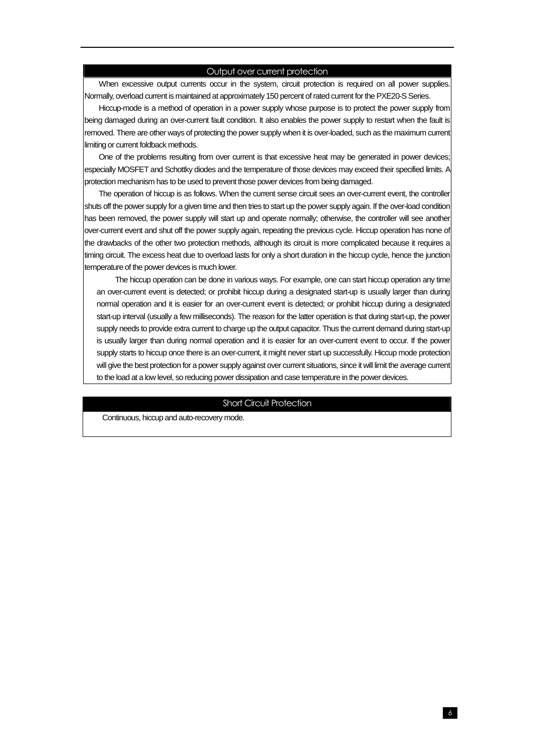## Output over current protection

When excessive output currents occur in the system, circuit protection is required on all power supplies. Normally, overload current is maintained at approximately 150 percent of rated current for the PXE20-S Series.

Hiccup-mode is a method of operation in a power supply whose purpose is to protect the power supply from being damaged during an over-current fault condition. It also enables the power supply to restart when the fault is removed. There are other ways of protecting the power supply when it is over-loaded, such as the maximum current limiting or current foldback methods.

One of the problems resulting from over current is that excessive heat may be generated in power devices; especially MOSFET and Schottky diodes and the temperature of those devices may exceed their specified limits. A protection mechanism has to be used to prevent those power devices from being damaged.

The operation of hiccup is as follows. When the current sense circuit sees an over-current event, the controller shuts off the power supply for a given time and then tries to start up the power supply again. If the over-load condition has been removed, the power supply will start up and operate normally; otherwise, the controller will see another over-current event and shut off the power supply again, repeating the previous cycle. Hiccup operation has none of the drawbacks of the other two protection methods, although its circuit is more complicated because it requires a timing circuit. The excess heat due to overload lasts for only a short duration in the hiccup cycle, hence the junction temperature of the power devices is much lower.

The hiccup operation can be done in various ways. For example, one can start hiccup operation any time an over-current event is detected; or prohibit hiccup during a designated start-up is usually larger than during normal operation and it is easier for an over-current event is detected; or prohibit hiccup during a designated start-up interval (usually a few milliseconds). The reason for the latter operation is that during start-up, the power supply needs to provide extra current to charge up the output capacitor. Thus the current demand during start-up is usually larger than during normal operation and it is easier for an over-current event to occur. If the power supply starts to hiccup once there is an over-current, it might never start up successfully. Hiccup mode protection will give the best protection for a power supply against over current situations, since it will limit the average current to the load at a low level, so reducing power dissipation and case temperature in the power devices.

## Short Circuit Protection

Continuous, hiccup and auto-recovery mode.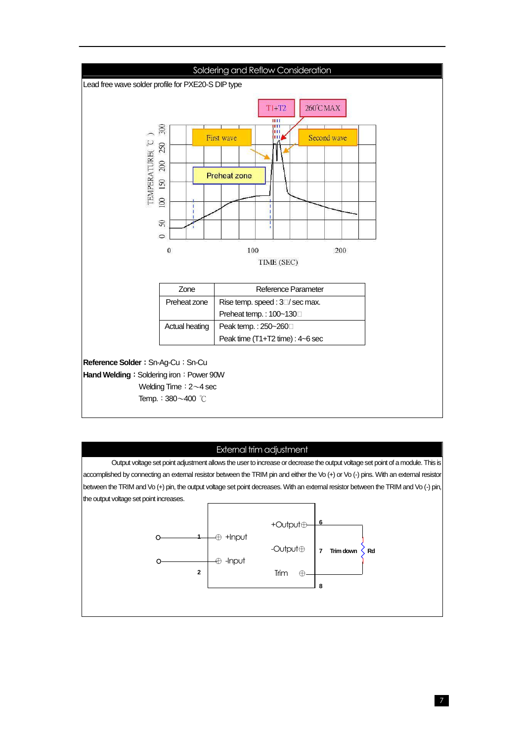## Soldering and Reflow Consideration

Lead free wave solder profile for PXE20-S DIP type

| Zone | Reference Parameter |
|---|---|
| Preheat zone | Rise temp. speed : 3□/ sec max.<br>Preheat temp. : 100~130□ |
| Actual heating | Peak temp. : 250~260□<br>Peak time (T1+T2 time) : 4~6 sec |

**Reference Solder：**Sn-Ag-Cu；Sn-Cu

**Hand Welding：**Soldering iron：Power 90W

Welding Time：2～4 sec

Temp.：380～400 ℃

## External trim adjustment

Output voltage set point adjustment allows the user to increase or decrease the output voltage set point of a module. This is accomplished by connecting an external resistor between the TRIM pin and either the Vo (+) or Vo (-) pins. With an external resistor between the TRIM and Vo (+) pin, the output voltage set point decreases. With an external resistor between the TRIM and Vo (-) pin, the output voltage set point increases.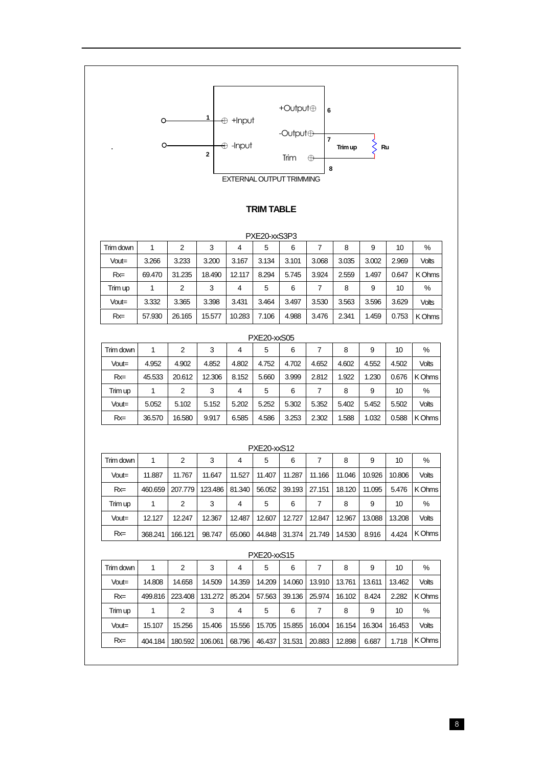+Output 6

1 +Input

-Output 7 Trim up Ru

-Input

2 Trim 8

EXTERNAL OUTPUT TRIMMING

## TRIM TABLE

PXE20-xxS3P3

| Trim down | 1 | 2 | 3 | 4 | 5 | 6 | 7 | 8 | 9 | 10 | % |
|---|---|---|---|---|---|---|---|---|---|---|---|
| Vout= | 3.266 | 3.233 | 3.200 | 3.167 | 3.134 | 3.101 | 3.068 | 3.035 | 3.002 | 2.969 | Volts |
| Rx= | 69.470 | 31.235 | 18.490 | 12.117 | 8.294 | 5.745 | 3.924 | 2.559 | 1.497 | 0.647 | K Ohms |
| Trim up | 1 | 2 | 3 | 4 | 5 | 6 | 7 | 8 | 9 | 10 | % |
| Vout= | 3.332 | 3.365 | 3.398 | 3.431 | 3.464 | 3.497 | 3.530 | 3.563 | 3.596 | 3.629 | Volts |
| Rx= | 57.930 | 26.165 | 15.577 | 10.283 | 7.106 | 4.988 | 3.476 | 2.341 | 1.459 | 0.753 | K Ohms |

PXE20-xxS05

| Trim down | 1 | 2 | 3 | 4 | 5 | 6 | 7 | 8 | 9 | 10 | % |
|---|---|---|---|---|---|---|---|---|---|---|---|
| Vout= | 4.952 | 4.902 | 4.852 | 4.802 | 4.752 | 4.702 | 4.652 | 4.602 | 4.552 | 4.502 | Volts |
| Rx= | 45.533 | 20.612 | 12.306 | 8.152 | 5.660 | 3.999 | 2.812 | 1.922 | 1.230 | 0.676 | K Ohms |
| Trim up | 1 | 2 | 3 | 4 | 5 | 6 | 7 | 8 | 9 | 10 | % |
| Vout= | 5.052 | 5.102 | 5.152 | 5.202 | 5.252 | 5.302 | 5.352 | 5.402 | 5.452 | 5.502 | Volts |
| Rx= | 36.570 | 16.580 | 9.917 | 6.585 | 4.586 | 3.253 | 2.302 | 1.588 | 1.032 | 0.588 | K Ohms |

PXE20-xxS12

| Trim down | 1 | 2 | 3 | 4 | 5 | 6 | 7 | 8 | 9 | 10 | % |
|---|---|---|---|---|---|---|---|---|---|---|---|
| Vout= | 11.887 | 11.767 | 11.647 | 11.527 | 11.407 | 11.287 | 11.166 | 11.046 | 10.926 | 10.806 | Volts |
| Rx= | 460.659 | 207.779 | 123.486 | 81.340 | 56.052 | 39.193 | 27.151 | 18.120 | 11.095 | 5.476 | K Ohms |
| Trim up | 1 | 2 | 3 | 4 | 5 | 6 | 7 | 8 | 9 | 10 | % |
| Vout= | 12.127 | 12.247 | 12.367 | 12.487 | 12.607 | 12.727 | 12.847 | 12.967 | 13.088 | 13.208 | Volts |
| Rx= | 368.241 | 166.121 | 98.747 | 65.060 | 44.848 | 31.374 | 21.749 | 14.530 | 8.916 | 4.424 | K Ohms |

PXE20-xxS15

| Trim down | 1 | 2 | 3 | 4 | 5 | 6 | 7 | 8 | 9 | 10 | % |
|---|---|---|---|---|---|---|---|---|---|---|---|
| Vout= | 14.808 | 14.658 | 14.509 | 14.359 | 14.209 | 14.060 | 13.910 | 13.761 | 13.611 | 13.462 | Volts |
| Rx= | 499.816 | 223.408 | 131.272 | 85.204 | 57.563 | 39.136 | 25.974 | 16.102 | 8.424 | 2.282 | K Ohms |
| Trim up | 1 | 2 | 3 | 4 | 5 | 6 | 7 | 8 | 9 | 10 | % |
| Vout= | 15.107 | 15.256 | 15.406 | 15.556 | 15.705 | 15.855 | 16.004 | 16.154 | 16.304 | 16.453 | Volts |
| Rx= | 404.184 | 180.592 | 106.061 | 68.796 | 46.437 | 31.531 | 20.883 | 12.898 | 6.687 | 1.718 | K Ohms |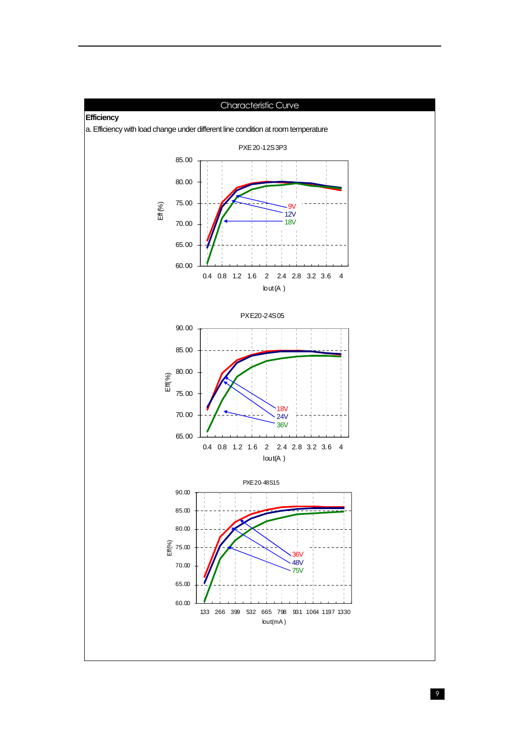## Characteristic Curve

**Efficiency**

a. Efficiency with load change under different line condition at room temperature

PXE20-12S3P3

Eff (%)

85.00
80.00
75.00
70.00
65.00
60.00

9V
12V
18V

0.4 0.8 1.2 1.6 2 2.4 2.8 3.2 3.6 4

Iout(A)

PXE20-24S05

Eff(%)

90.00
85.00
80.00
75.00
70.00
65.00

18V
24V
36V

0.4 0.8 1.2 1.6 2 2.4 2.8 3.2 3.6 4

Iout(A)

PXE20-48S15

Eff(%)

90.00
85.00
80.00
75.00
70.00
65.00
60.00

36V
48V
75V

133 266 399 532 665 798 931 1064 1197 1330

Iout(mA)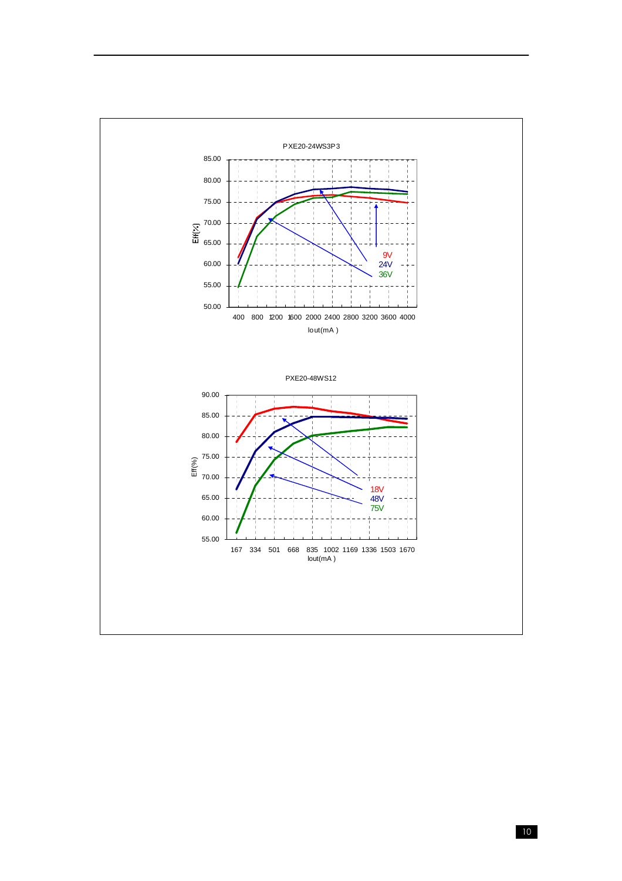PXE20-24WS3P3

Eff(%) vs Iout(mA)

Y-axis: 50.00, 55.00, 60.00, 65.00, 70.00, 75.00, 80.00, 85.00

X-axis: 400, 800, 1200, 1600, 2000, 2400, 2800, 3200, 3600, 4000

Legend: 9V, 24V, 36V

PXE20-48WS12

Eff(%) vs Iout(mA)

Y-axis: 55.00, 60.00, 65.00, 70.00, 75.00, 80.00, 85.00, 90.00

X-axis: 167, 334, 501, 668, 835, 1002, 1169, 1336, 1503, 1670

Legend: 18V, 48V, 75V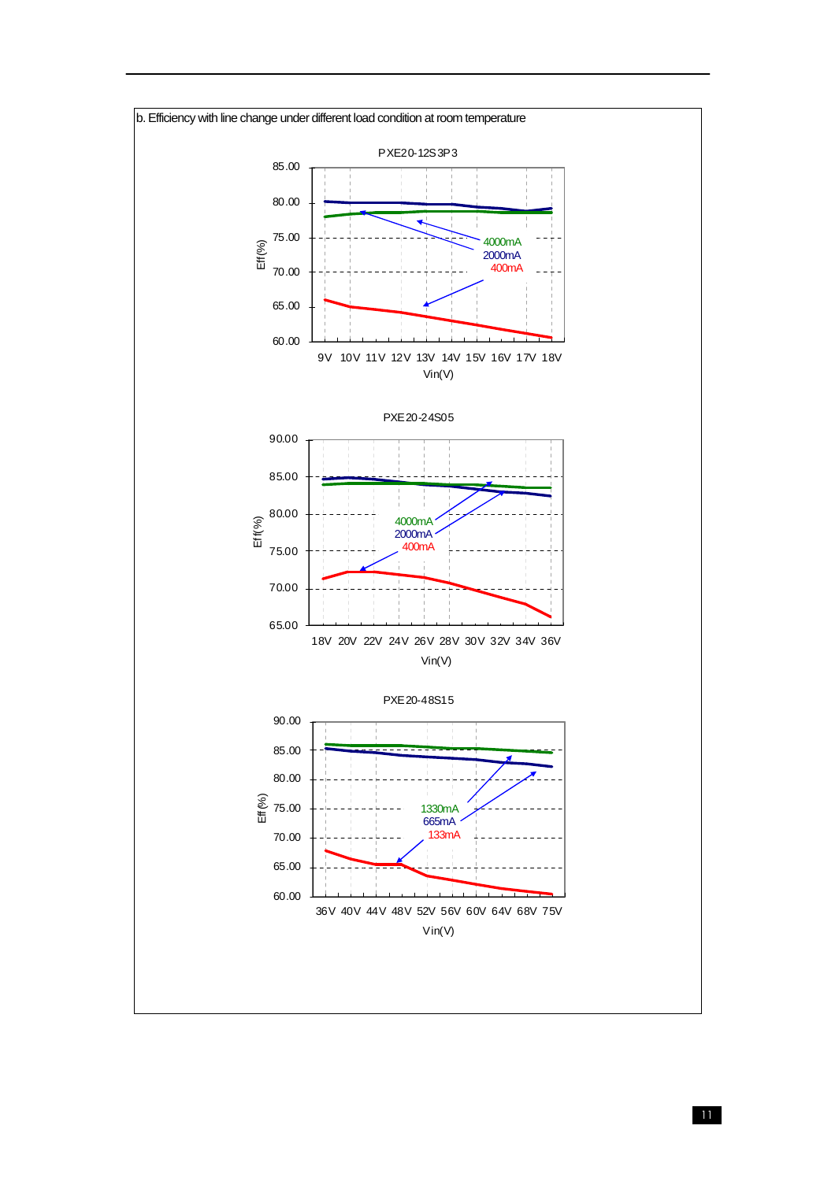b. Efficiency with line change under different load condition at room temperature

PXE20-12S3P3

Eff(%)

85.00
80.00
75.00
70.00
65.00
60.00

4000mA
2000mA
400mA

9V 10V 11V 12V 13V 14V 15V 16V 17V 18V

Vin(V)

PXE20-24S05

Eff(%)

90.00
85.00
80.00
75.00
70.00
65.00

4000mA
2000mA
400mA

18V 20V 22V 24V 26V 28V 30V 32V 34V 36V

Vin(V)

PXE20-48S15

Eff(%)

90.00
85.00
80.00
75.00
70.00
65.00
60.00

1330mA
665mA
133mA

36V 40V 44V 48V 52V 56V 60V 64V 68V 75V

Vin(V)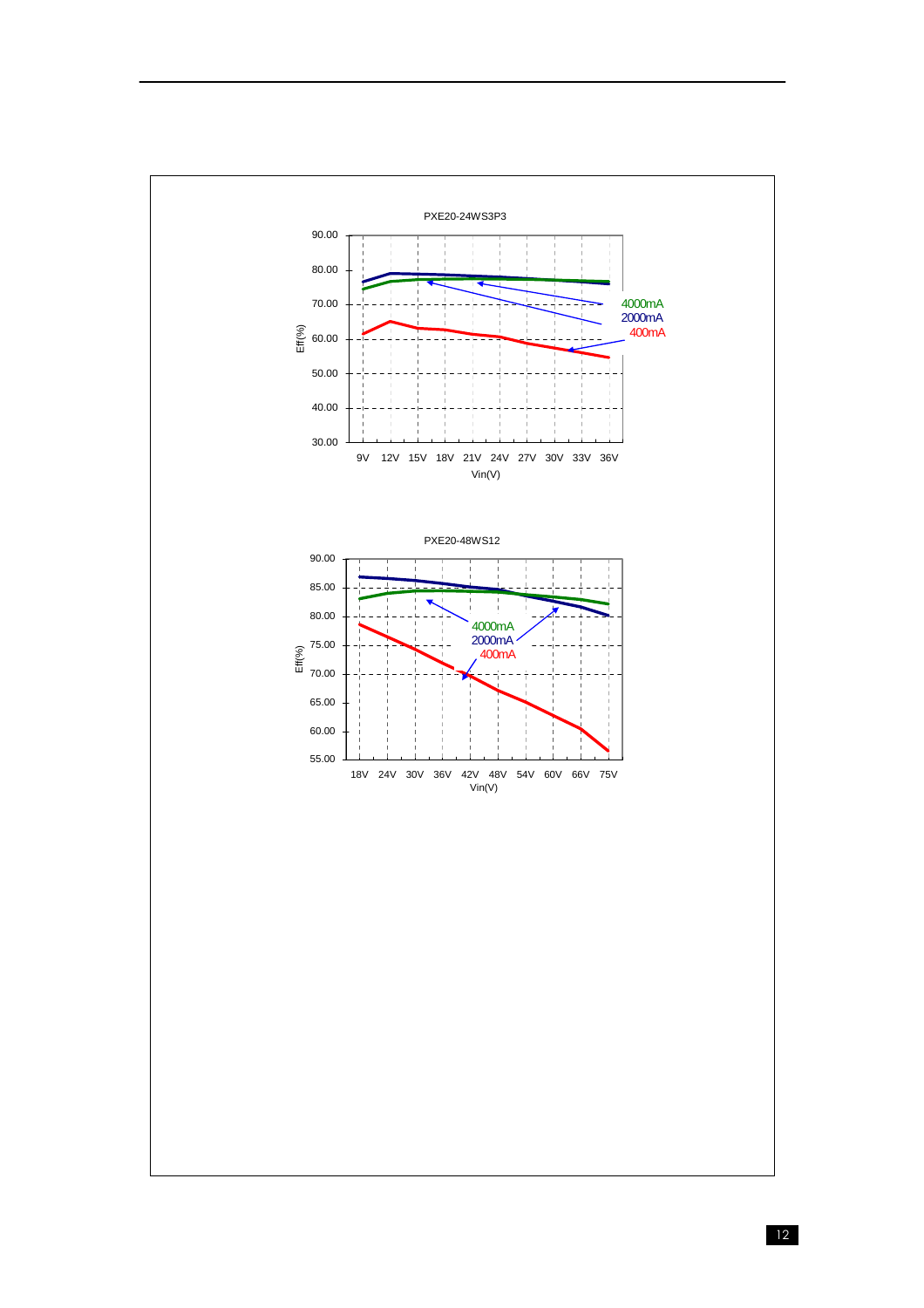PXE20-24WS3P3

Eff(%)

90.00
80.00
70.00
60.00
50.00
40.00
30.00

9V 12V 15V 18V 21V 24V 27V 30V 33V 36V

Vin(V)

4000mA
2000mA
400mA

PXE20-48WS12

Eff(%)

90.00
85.00
80.00
75.00
70.00
65.00
60.00
55.00

18V 24V 30V 36V 42V 48V 54V 60V 66V 75V

Vin(V)

4000mA
2000mA
400mA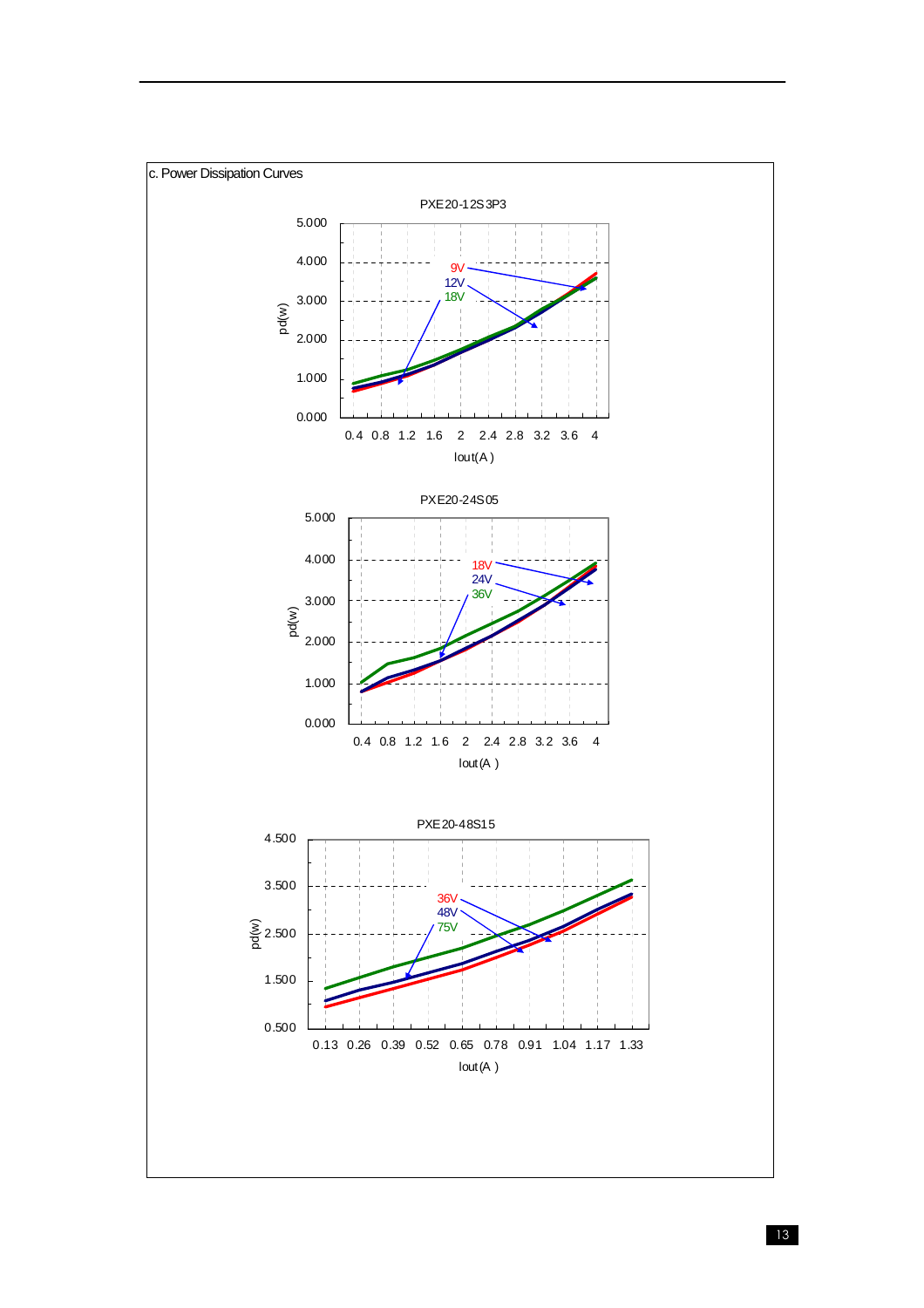c. Power Dissipation Curves

PXE20-12S3P3

pd(w)

5.000
4.000
3.000
2.000
1.000
0.000

9V
12V
18V

0.4 0.8 1.2 1.6 2 2.4 2.8 3.2 3.6 4

Iout(A)

PXE20-24S05

pd(w)

5.000
4.000
3.000
2.000
1.000
0.000

18V
24V
36V

0.4 0.8 1.2 1.6 2 2.4 2.8 3.2 3.6 4

Iout(A)

PXE20-48S15

pd(w)

4.500
3.500
2.500
1.500
0.500

36V
48V
75V

0.13 0.26 0.39 0.52 0.65 0.78 0.91 1.04 1.17 1.33

Iout(A)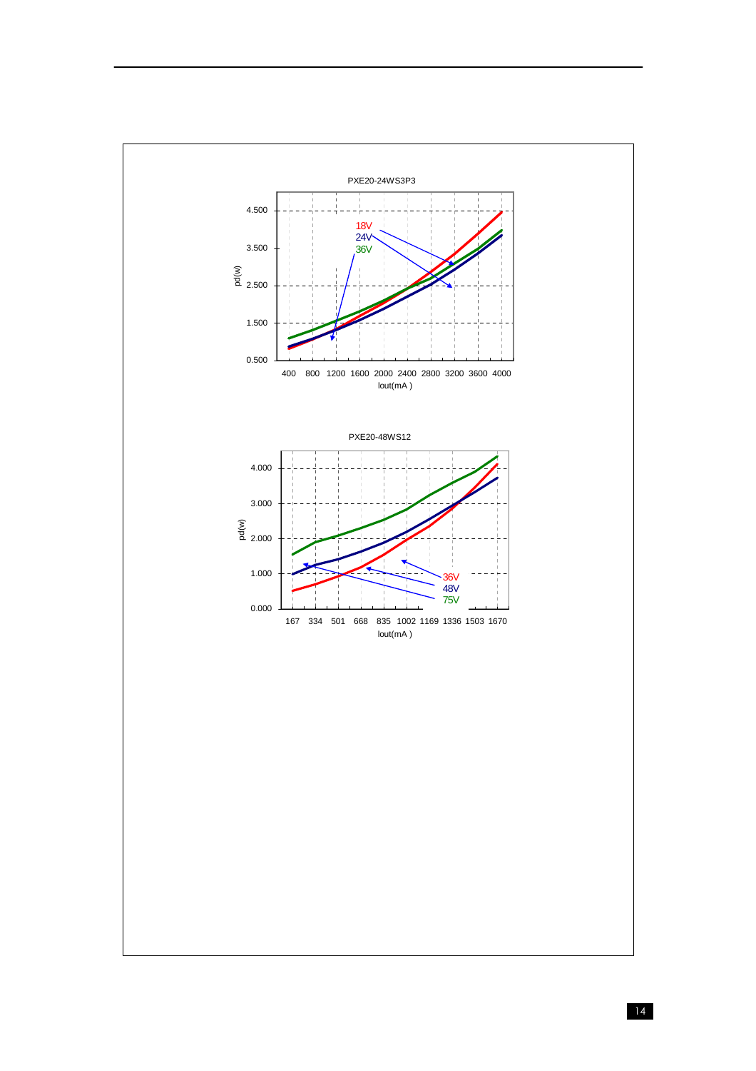PXE20-24WS3P3

pd(w) vs Iout(mA)

Y-axis: 0.500, 1.500, 2.500, 3.500, 4.500

X-axis: 400, 800, 1200, 1600, 2000, 2400, 2800, 3200, 3600, 4000

Legend: 18V, 24V, 36V

PXE20-48WS12

pd(w) vs Iout(mA)

Y-axis: 0.000, 1.000, 2.000, 3.000, 4.000

X-axis: 167, 334, 501, 668, 835, 1002, 1169, 1336, 1503, 1670

Legend: 36V, 48V, 75V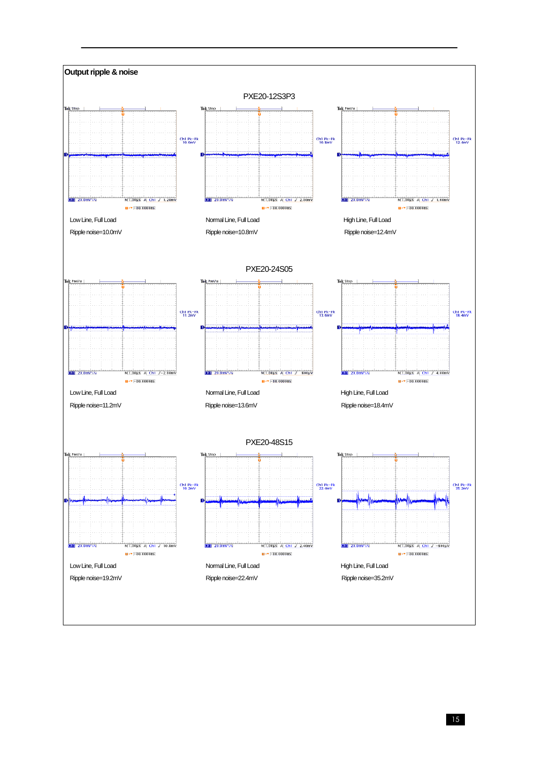## Output ripple & noise

### PXE20-12S3P3

Low Line, Full Load

Ripple noise=10.0mV

Normal Line, Full Load

Ripple noise=10.8mV

High Line, Full Load

Ripple noise=12.4mV

### PXE20-24S05

Low Line, Full Load

Ripple noise=11.2mV

Normal Line, Full Load

Ripple noise=13.6mV

High Line, Full Load

Ripple noise=18.4mV

### PXE20-48S15

Low Line, Full Load

Ripple noise=19.2mV

Normal Line, Full Load

Ripple noise=22.4mV

High Line, Full Load

Ripple noise=35.2mV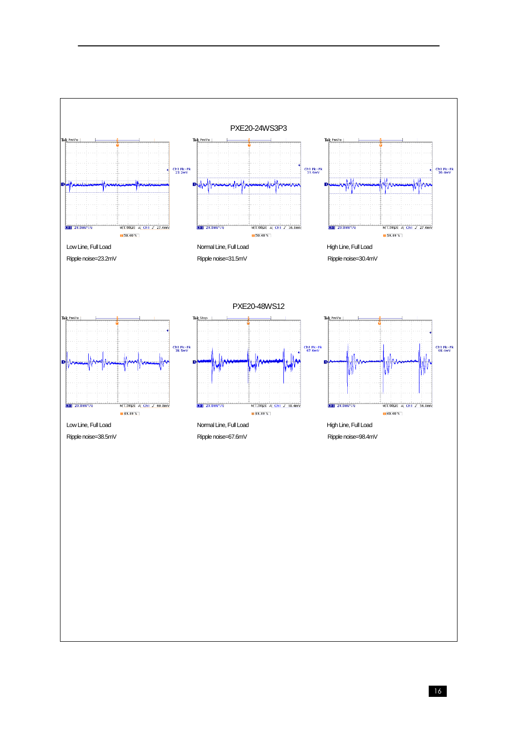## PXE20-24WS3P3

Low Line, Full Load

Ripple noise=23.2mV

Normal Line, Full Load

Ripple noise=31.5mV

High Line, Full Load

Ripple noise=30.4mV

## PXE20-48WS12

Low Line, Full Load

Ripple noise=38.5mV

Normal Line, Full Load

Ripple noise=67.6mV

High Line, Full Load

Ripple noise=98.4mV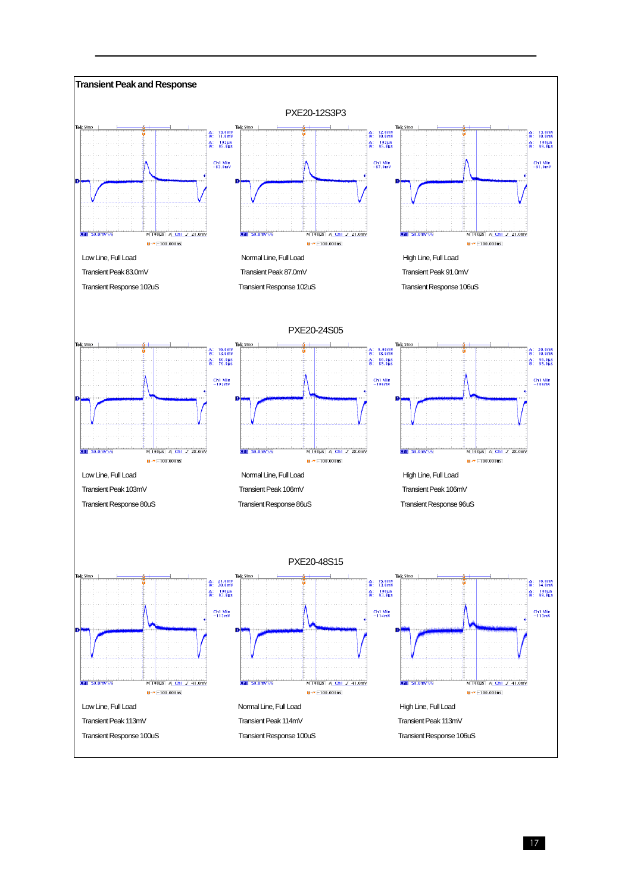## Transient Peak and Response

### PXE20-12S3P3

Low Line, Full Load

Transient Peak 83.0mV

Transient Response 102uS

Normal Line, Full Load

Transient Peak 87.0mV

Transient Response 102uS

High Line, Full Load

Transient Peak 91.0mV

Transient Response 106uS

### PXE20-24S05

Low Line, Full Load

Transient Peak 103mV

Transient Response 80uS

Normal Line, Full Load

Transient Peak 106mV

Transient Response 86uS

High Line, Full Load

Transient Peak 106mV

Transient Response 96uS

### PXE20-48S15

Low Line, Full Load

Transient Peak 113mV

Transient Response 100uS

Normal Line, Full Load

Transient Peak 114mV

Transient Response 100uS

High Line, Full Load

Transient Peak 113mV

Transient Response 106uS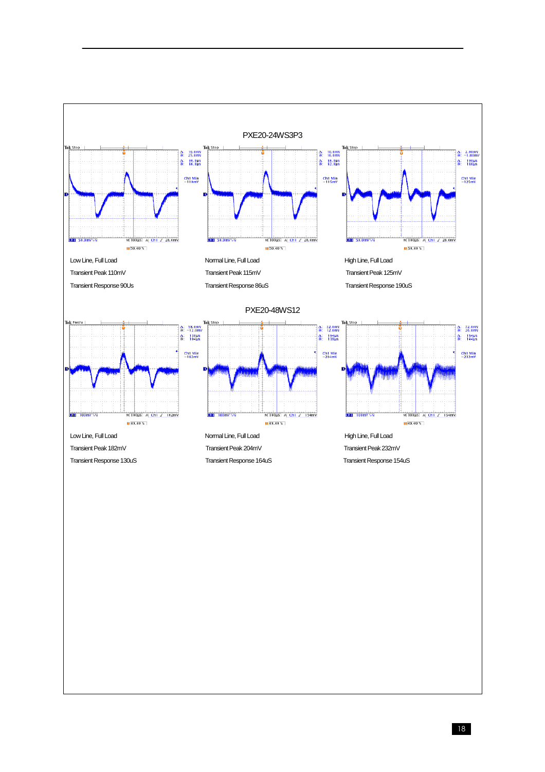## PXE20-24WS3P3

Low Line, Full Load

Transient Peak 110mV

Transient Response 90Us

Normal Line, Full Load

Transient Peak 115mV

Transient Response 86uS

High Line, Full Load

Transient Peak 125mV

Transient Response 190uS

## PXE20-48WS12

Low Line, Full Load

Transient Peak 182mV

Transient Response 130uS

Normal Line, Full Load

Transient Peak 204mV

Transient Response 164uS

High Line, Full Load

Transient Peak 232mV

Transient Response 154uS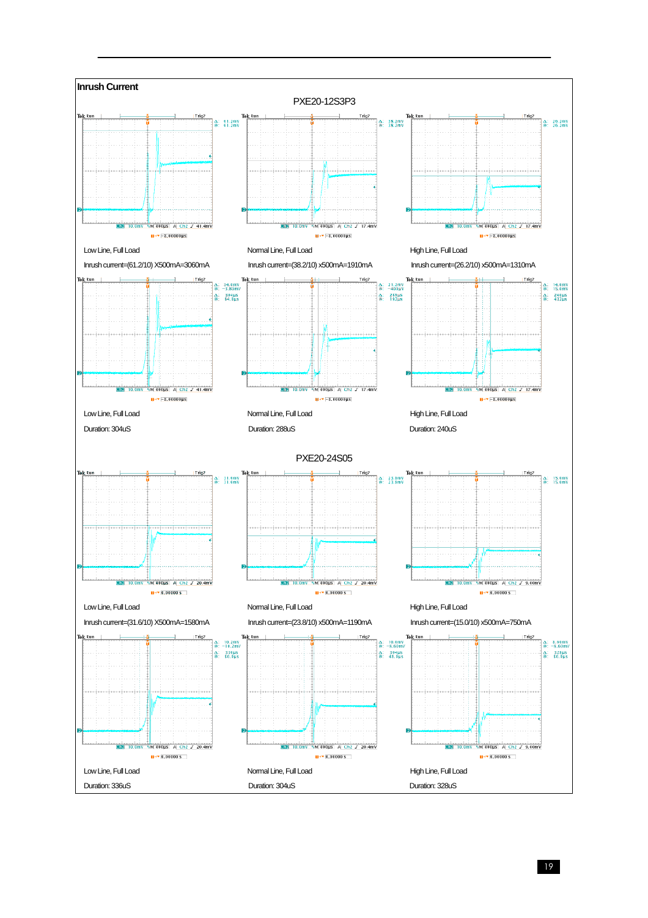## Inrush Current

### PXE20-12S3P3

| Low Line, Full Load | Normal Line, Full Load | High Line, Full Load |
|---|---|---|
| Inrush current=(61.2/10) X500mA=3060mA | Inrush current=(38.2/10) x500mA=1910mA | Inrush current=(26.2/10) x500mA=1310mA |

| Low Line, Full Load | Normal Line, Full Load | High Line, Full Load |
|---|---|---|
| Duration: 304uS | Duration: 288uS | Duration: 240uS |

### PXE20-24S05

| Low Line, Full Load | Normal Line, Full Load | High Line, Full Load |
|---|---|---|
| Inrush current=(31.6/10) X500mA=1580mA | Inrush current=(23.8/10) x500mA=1190mA | Inrush current=(15.0/10) x500mA=750mA |

| Low Line, Full Load | Normal Line, Full Load | High Line, Full Load |
|---|---|---|
| Duration: 336uS | Duration: 304uS | Duration: 328uS |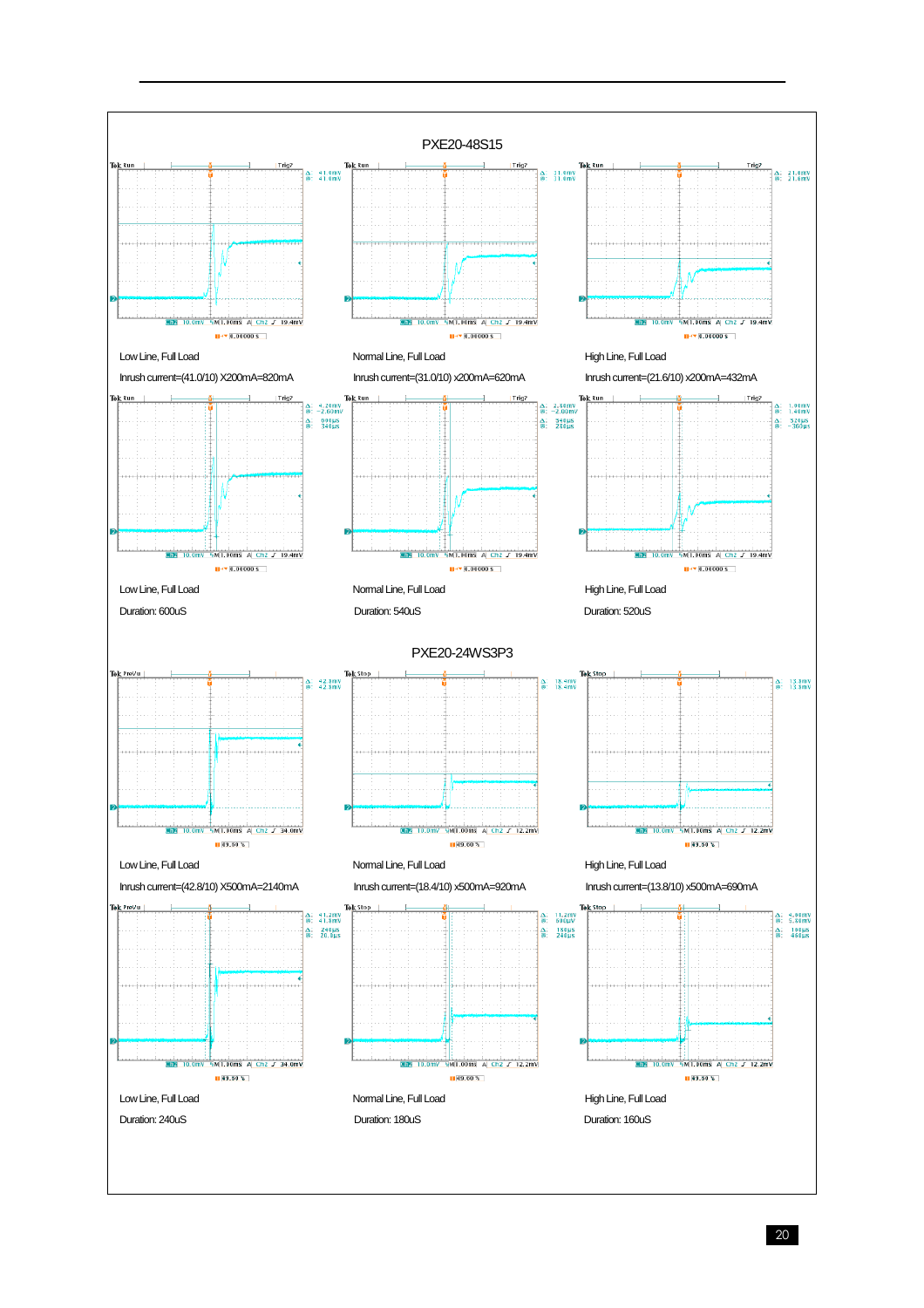## PXE20-48S15

| Low Line, Full Load | Normal Line, Full Load | High Line, Full Load |
|---|---|---|
| Inrush current=(41.0/10) X200mA=820mA | Inrush current=(31.0/10) x200mA=620mA | Inrush current=(21.6/10) x200mA=432mA |
| Low Line, Full Load | Normal Line, Full Load | High Line, Full Load |
| Duration: 600uS | Duration: 540uS | Duration: 520uS |

## PXE20-24WS3P3

| Low Line, Full Load | Normal Line, Full Load | High Line, Full Load |
|---|---|---|
| Inrush current=(42.8/10) X500mA=2140mA | Inrush current=(18.4/10) x500mA=920mA | Inrush current=(13.8/10) x500mA=690mA |
| Low Line, Full Load | Normal Line, Full Load | High Line, Full Load |
| Duration: 240uS | Duration: 180uS | Duration: 160uS |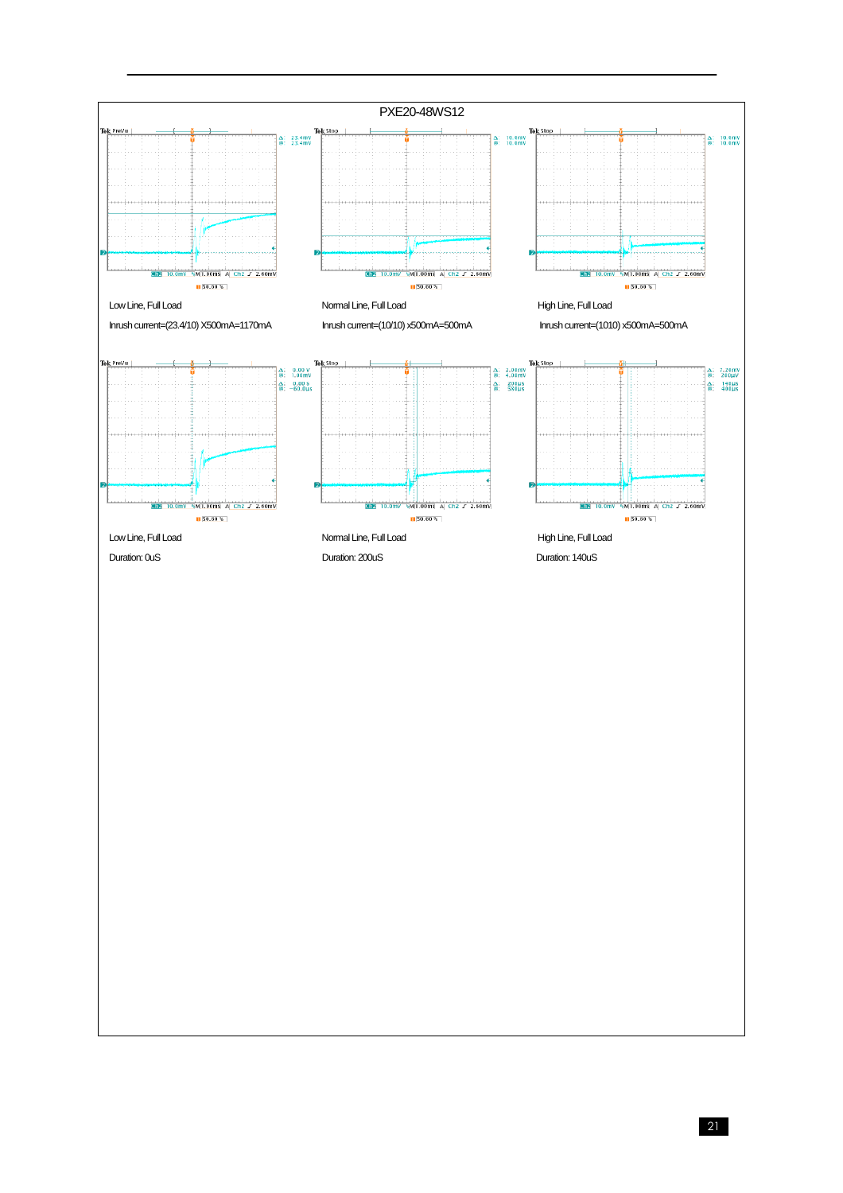## PXE20-48WS12

Low Line, Full Load

Inrush current=(23.4/10) X500mA=1170mA

Normal Line, Full Load

Inrush current=(10/10) x500mA=500mA

High Line, Full Load

Inrush current=(1010) x500mA=500mA

Low Line, Full Load

Duration: 0uS

Normal Line, Full Load

Duration: 200uS

High Line, Full Load

Duration: 140uS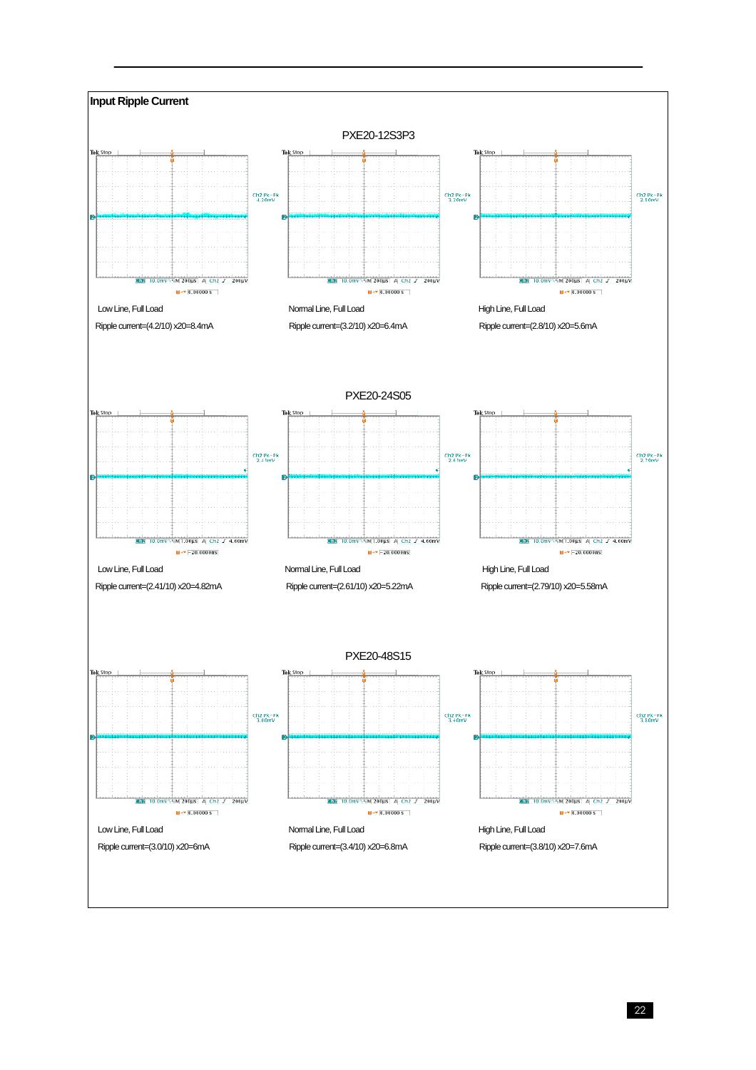## Input Ripple Current

### PXE20-12S3P3

Low Line, Full Load

Ripple current=(4.2/10) x20=8.4mA

Normal Line, Full Load

Ripple current=(3.2/10) x20=6.4mA

High Line, Full Load

Ripple current=(2.8/10) x20=5.6mA

### PXE20-24S05

Low Line, Full Load

Ripple current=(2.41/10) x20=4.82mA

Normal Line, Full Load

Ripple current=(2.61/10) x20=5.22mA

High Line, Full Load

Ripple current=(2.79/10) x20=5.58mA

### PXE20-48S15

Low Line, Full Load

Ripple current=(3.0/10) x20=6mA

Normal Line, Full Load

Ripple current=(3.4/10) x20=6.8mA

High Line, Full Load

Ripple current=(3.8/10) x20=7.6mA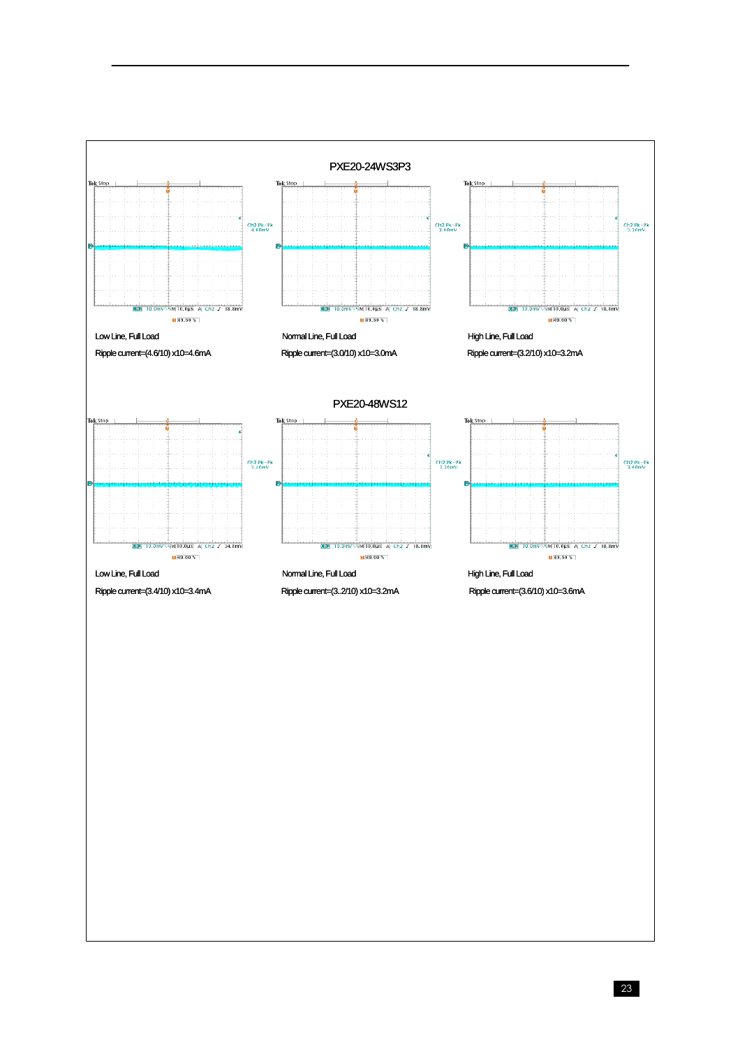## PXE20-24WS3P3

| Low Line, Full Load | Normal Line, Full Load | High Line, Full Load |
|---|---|---|
| Ripple current=(4.6/10) x10=4.6mA | Ripple current=(3.0/10) x10=3.0mA | Ripple current=(3.2/10) x10=3.2mA |

## PXE20-48WS12

| Low Line, Full Load | Normal Line, Full Load | High Line, Full Load |
|---|---|---|
| Ripple current=(3.4/10) x10=3.4mA | Ripple current=(3..2/10) x10=3.2mA | Ripple current=(3.6/10) x10=3.6mA |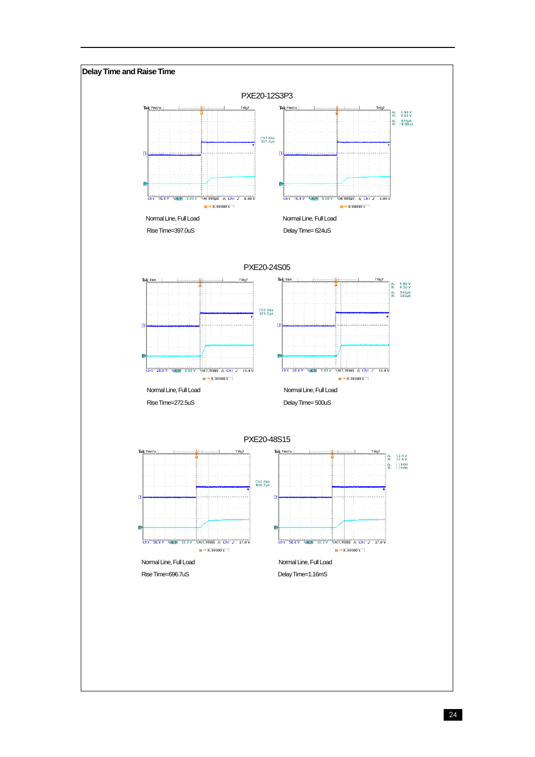## Delay Time and Raise Time

### PXE20-12S3P3

Normal Line, Full Load

Rise Time=397.0uS

Normal Line, Full Load

Delay Time= 624uS

### PXE20-24S05

Normal Line, Full Load

Rise Time=272.5uS

Normal Line, Full Load

Delay Time= 500uS

### PXE20-48S15

Normal Line, Full Load

Rise Time=696.7uS

Normal Line, Full Load

Delay Time=1.16mS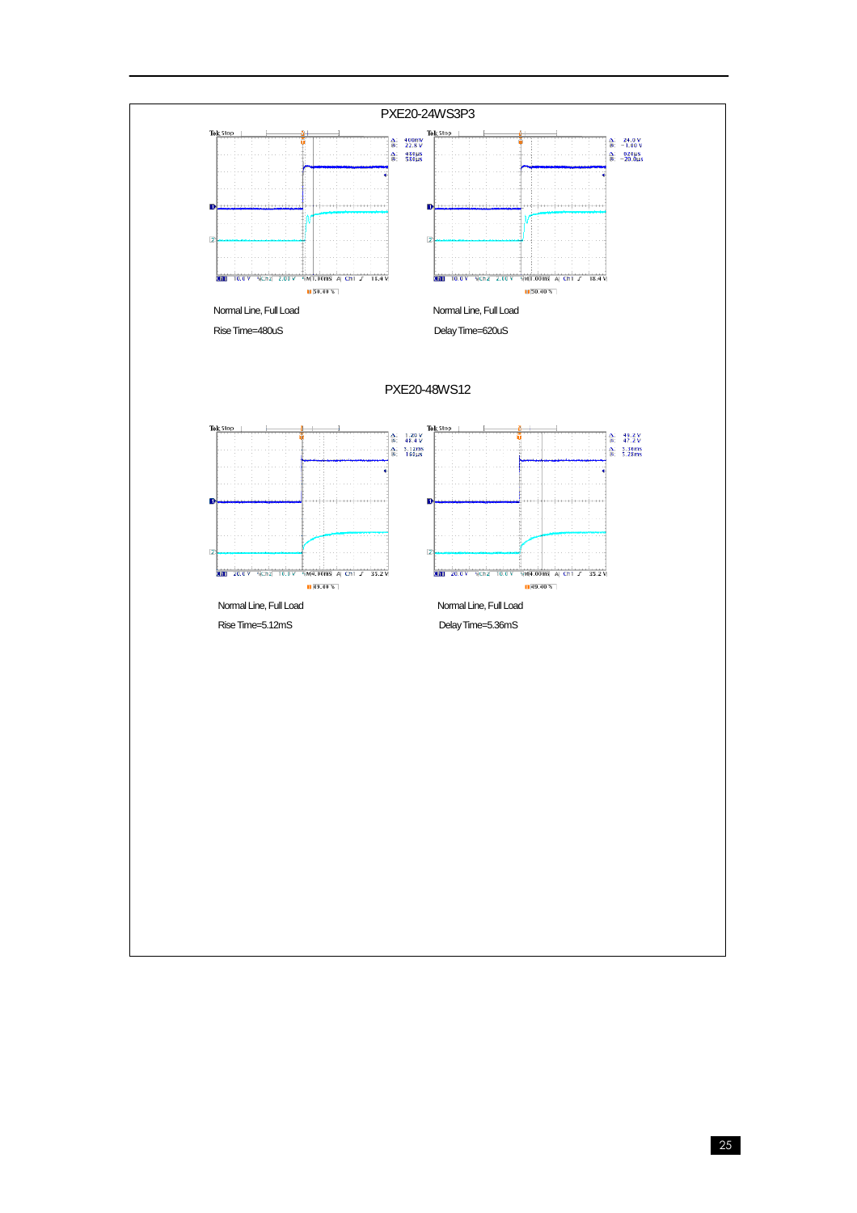## PXE20-24WS3P3

Normal Line, Full Load

Rise Time=480uS

Normal Line, Full Load

Delay Time=620uS

## PXE20-48WS12

Normal Line, Full Load

Rise Time=5.12mS

Normal Line, Full Load

Delay Time=5.36mS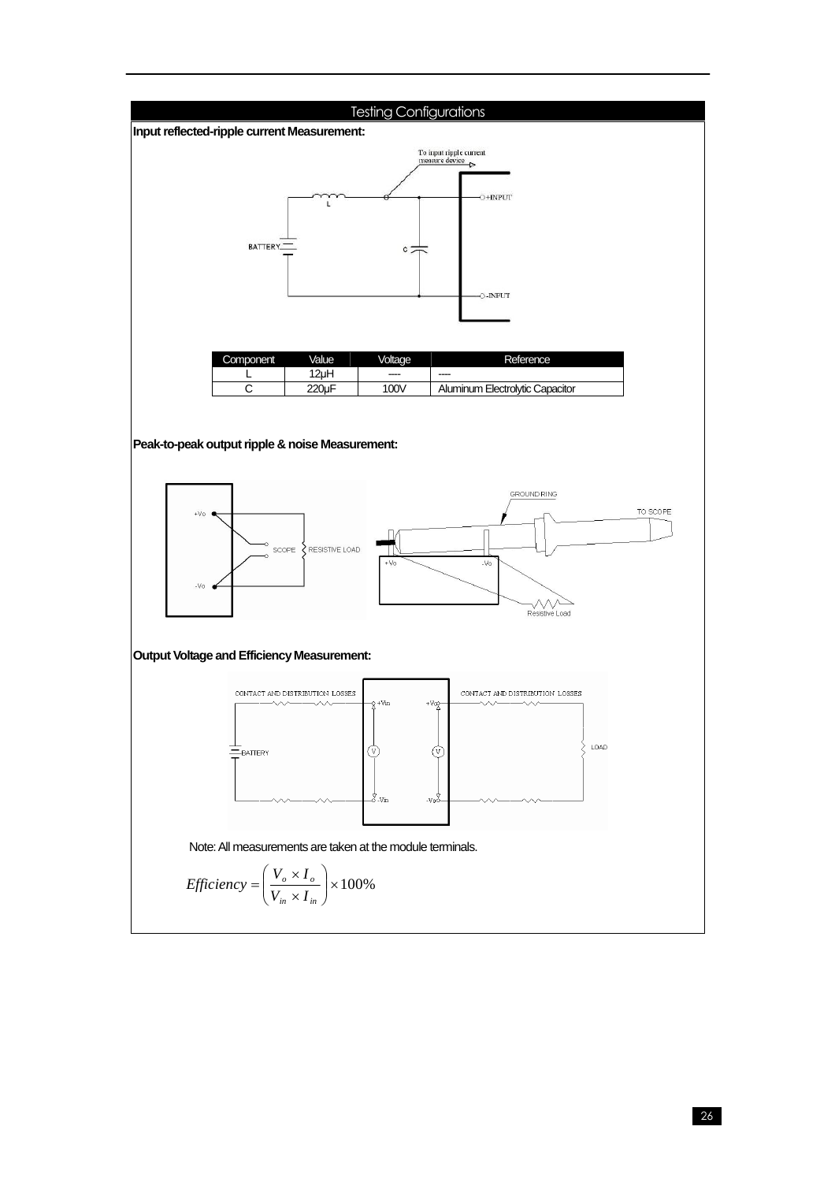## Testing Configurations

**Input reflected-ripple current Measurement:**

| Component | Value | Voltage | Reference |
|---|---|---|---|
| L | 12μH | ---- | ---- |
| C | 220μF | 100V | Aluminum Electrolytic Capacitor |

**Peak-to-peak output ripple & noise Measurement:**

**Output Voltage and Efficiency Measurement:**

Note: All measurements are taken at the module terminals.

$$Efficiency = \left( \frac{V_o \times I_o}{V_{in} \times I_{in}} \right) \times 100\%$$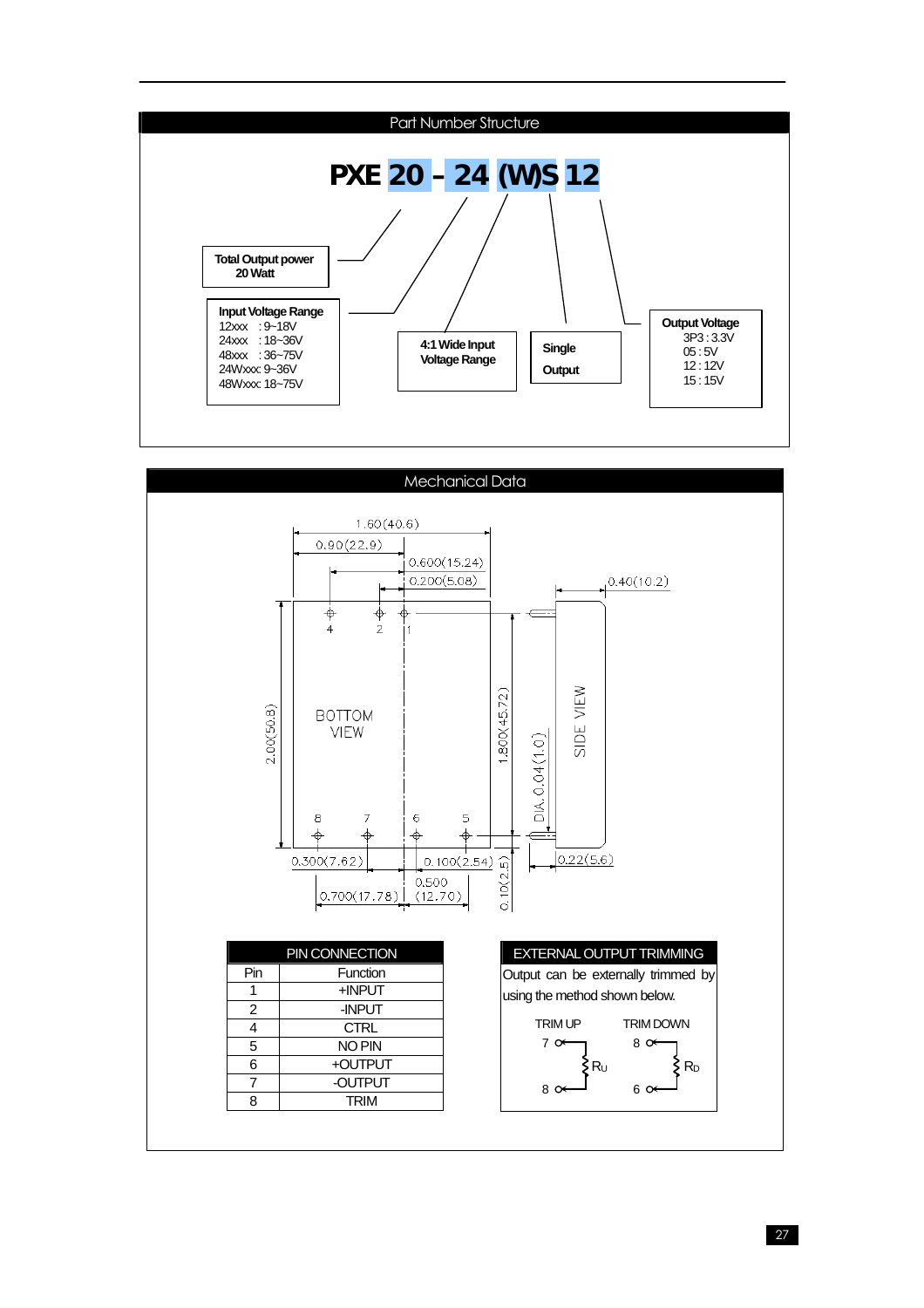## Part Number Structure

**PXE 20 – 24 (W)S 12**

- **Total Output power** 20 Watt
- **Input Voltage Range**
  - 12xxx : 9~18V
  - 24xxx : 18~36V
  - 48xxx : 36~75V
  - 24Wxxx: 9~36V
  - 48Wxxx: 18~75V
- **4:1 Wide Input Voltage Range**
- **Single Output**
- **Output Voltage**
  - 3P3 : 3.3V
  - 05 : 5V
  - 12 : 12V
  - 15 : 15V

## Mechanical Data

1.60(40.6)
0.90(22.9)
0.600(15.24)
0.200(5.08)
0.40(10.2)
2.00(50.8)
1.800(45.72)
DIA.0.04(1.0)
BOTTOM VIEW
SIDE VIEW
0.300(7.62)
0.100(2.54)
0.22(5.6)
0.500 (12.70)
0.700(17.78)
0.10(2.5)

| PIN CONNECTION | |
|---|---|
| Pin | Function |
| 1 | +INPUT |
| 2 | -INPUT |
| 4 | CTRL |
| 5 | NO PIN |
| 6 | +OUTPUT |
| 7 | -OUTPUT |
| 8 | TRIM |

### EXTERNAL OUTPUT TRIMMING

Output can be externally trimmed by using the method shown below.

TRIM UP: 7 – $R_U$ – 8

TRIM DOWN: 8 – $R_D$ – 6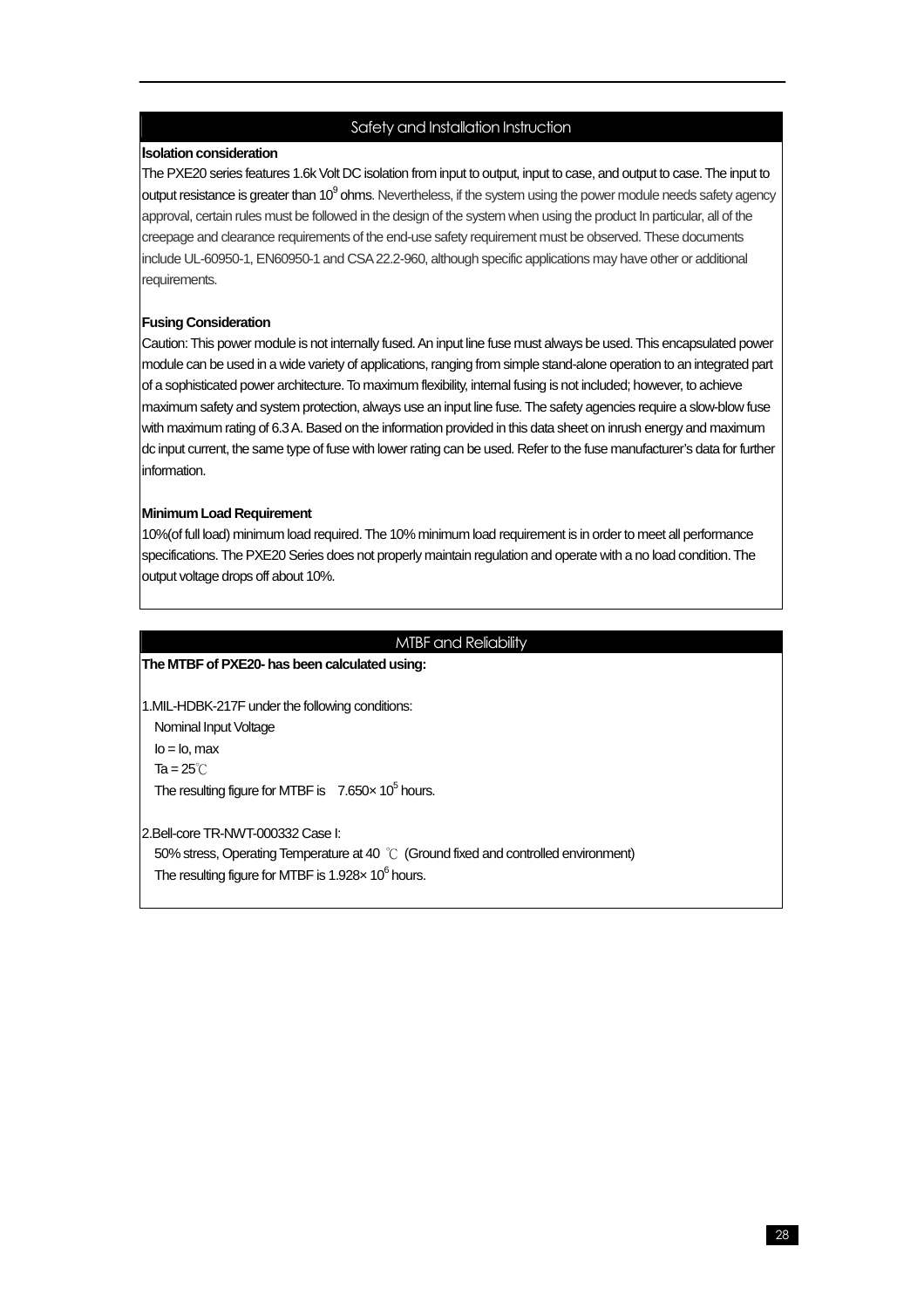## Safety and Installation Instruction

**Isolation consideration**

The PXE20 series features 1.6k Volt DC isolation from input to output, input to case, and output to case. The input to output resistance is greater than $10^9$ ohms. Nevertheless, if the system using the power module needs safety agency approval, certain rules must be followed in the design of the system when using the product In particular, all of the creepage and clearance requirements of the end-use safety requirement must be observed. These documents include UL-60950-1, EN60950-1 and CSA 22.2-960, although specific applications may have other or additional requirements.

**Fusing Consideration**

Caution: This power module is not internally fused. An input line fuse must always be used. This encapsulated power module can be used in a wide variety of applications, ranging from simple stand-alone operation to an integrated part of a sophisticated power architecture. To maximum flexibility, internal fusing is not included; however, to achieve maximum safety and system protection, always use an input line fuse. The safety agencies require a slow-blow fuse with maximum rating of 6.3 A. Based on the information provided in this data sheet on inrush energy and maximum dc input current, the same type of fuse with lower rating can be used. Refer to the fuse manufacturer's data for further information.

**Minimum Load Requirement**

10%(of full load) minimum load required. The 10% minimum load requirement is in order to meet all performance specifications. The PXE20 Series does not properly maintain regulation and operate with a no load condition. The output voltage drops off about 10%.

## MTBF and Reliability

**The MTBF of PXE20- has been calculated using:**

1.MIL-HDBK-217F under the following conditions:

Nominal Input Voltage

$I_o = I_{o,max}$

$T_a = 25$℃

The resulting figure for MTBF is $7.650 \times 10^5$ hours.

2.Bell-core TR-NWT-000332 Case I:

50% stress, Operating Temperature at 40 ℃ (Ground fixed and controlled environment)

The resulting figure for MTBF is $1.928 \times 10^6$ hours.